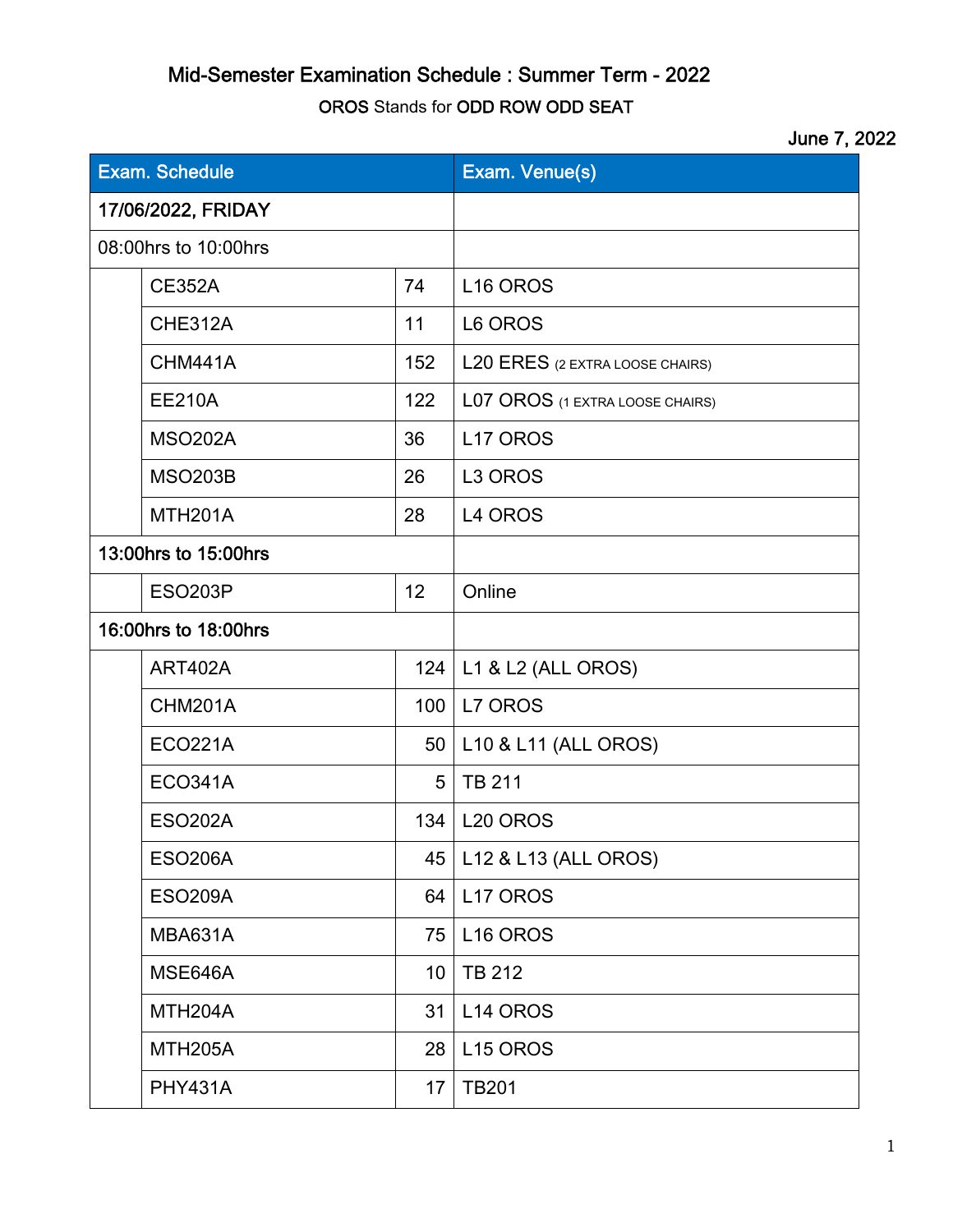# Mid-Semester Examination Schedule : Summer Term - 2022

**OROS** Stands for **ODD ROW ODD SEAT**

June 7, 2022

| Exam. Schedule | | | Exam. Venue(s) |
|---|---|---|---|
| 17/06/2022, FRIDAY | | | |
| 08:00hrs to 10:00hrs | | | |
| | CE352A | 74 | L16 OROS |
| | CHE312A | 11 | L6 OROS |
| | CHM441A | 152 | L20 ERES (2 EXTRA LOOSE CHAIRS) |
| | EE210A | 122 | L07 OROS (1 EXTRA LOOSE CHAIRS) |
| | MSO202A | 36 | L17 OROS |
| | MSO203B | 26 | L3 OROS |
| | MTH201A | 28 | L4 OROS |
| 13:00hrs to 15:00hrs | | | |
| | ESO203P | 12 | Online |
| 16:00hrs to 18:00hrs | | | |
| | ART402A | 124 | L1 & L2 (ALL OROS) |
| | CHM201A | 100 | L7 OROS |
| | ECO221A | 50 | L10 & L11 (ALL OROS) |
| | ECO341A | 5 | TB 211 |
| | ESO202A | 134 | L20 OROS |
| | ESO206A | 45 | L12 & L13 (ALL OROS) |
| | ESO209A | 64 | L17 OROS |
| | MBA631A | 75 | L16 OROS |
| | MSE646A | 10 | TB 212 |
| | MTH204A | 31 | L14 OROS |
| | MTH205A | 28 | L15 OROS |
| | PHY431A | 17 | TB201 |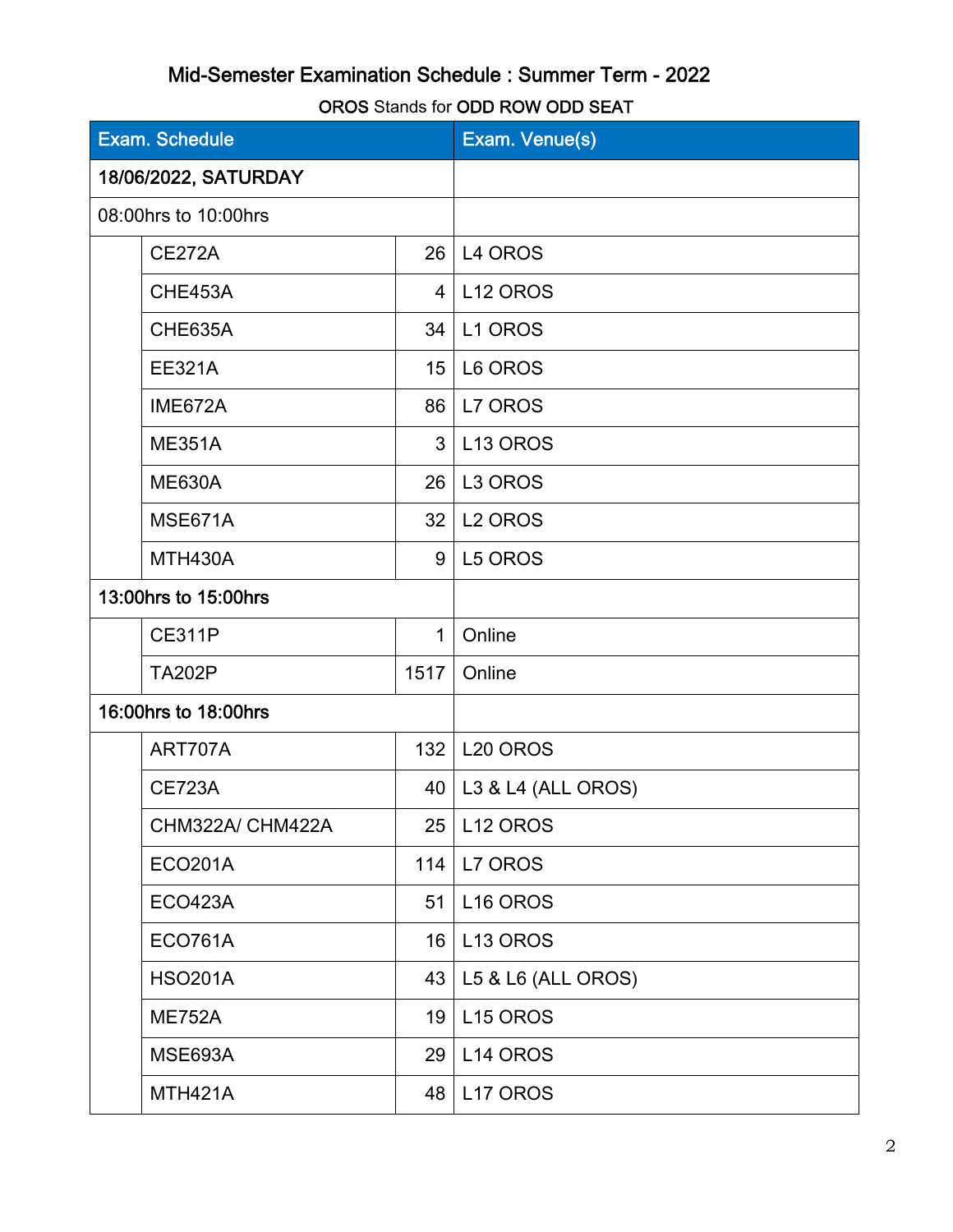# Mid-Semester Examination Schedule : Summer Term - 2022

OROS Stands for ODD ROW ODD SEAT

| Exam. Schedule | | | Exam. Venue(s) |
|---|---|---|---|
| **18/06/2022, SATURDAY** | | | |
| 08:00hrs to 10:00hrs | | | |
| | CE272A | 26 | L4 OROS |
| | CHE453A | 4 | L12 OROS |
| | CHE635A | 34 | L1 OROS |
| | EE321A | 15 | L6 OROS |
| | IME672A | 86 | L7 OROS |
| | ME351A | 3 | L13 OROS |
| | ME630A | 26 | L3 OROS |
| | MSE671A | 32 | L2 OROS |
| | MTH430A | 9 | L5 OROS |
| **13:00hrs to 15:00hrs** | | | |
| | CE311P | 1 | Online |
| | TA202P | 1517 | Online |
| **16:00hrs to 18:00hrs** | | | |
| | ART707A | 132 | L20 OROS |
| | CE723A | 40 | L3 & L4 (ALL OROS) |
| | CHM322A/ CHM422A | 25 | L12 OROS |
| | ECO201A | 114 | L7 OROS |
| | ECO423A | 51 | L16 OROS |
| | ECO761A | 16 | L13 OROS |
| | HSO201A | 43 | L5 & L6 (ALL OROS) |
| | ME752A | 19 | L15 OROS |
| | MSE693A | 29 | L14 OROS |
| | MTH421A | 48 | L17 OROS |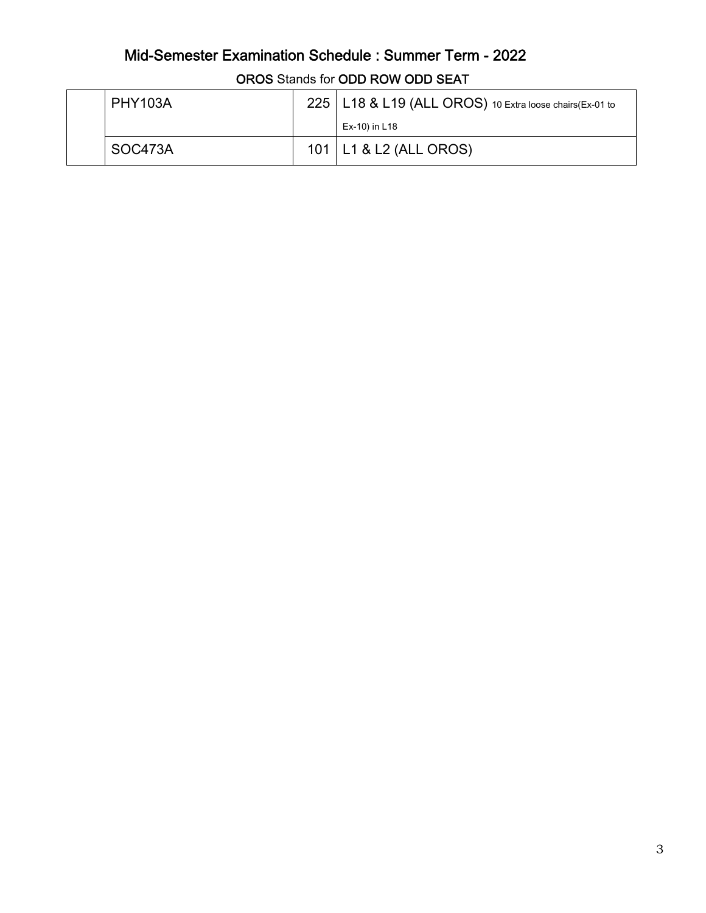# Mid-Semester Examination Schedule : Summer Term - 2022

**OROS** Stands for **ODD ROW ODD SEAT**

| | | | |
|---|---|---|---|
| | PHY103A | 225 | L18 & L19 (ALL OROS) 10 Extra loose chairs(Ex-01 to Ex-10) in L18 |
| | SOC473A | 101 | L1 & L2 (ALL OROS) |